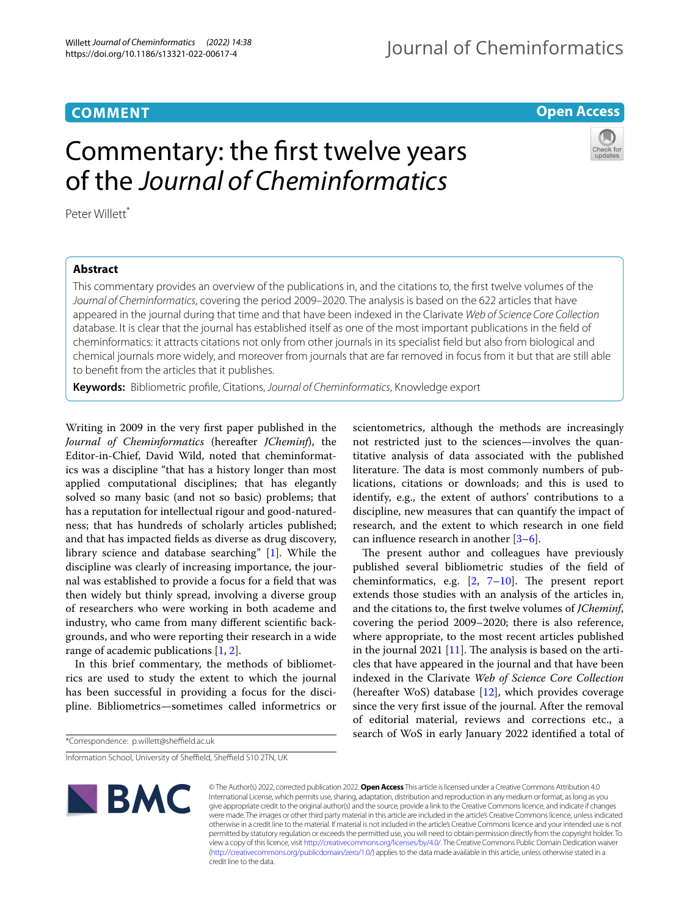COMMENT

Open Access

# Commentary: the first twelve years of the *Journal of Cheminformatics*

Peter Willett*

## Abstract

This commentary provides an overview of the publications in, and the citations to, the first twelve volumes of the *Journal of Cheminformatics*, covering the period 2009–2020. The analysis is based on the 622 articles that have appeared in the journal during that time and that have been indexed in the Clarivate *Web of Science Core Collection* database. It is clear that the journal has established itself as one of the most important publications in the field of cheminformatics: it attracts citations not only from other journals in its specialist field but also from biological and chemical journals more widely, and moreover from journals that are far removed in focus from it but that are still able to benefit from the articles that it publishes.

**Keywords:** Bibliometric profile, Citations, *Journal of Cheminformatics*, Knowledge export

Writing in 2009 in the very first paper published in the *Journal of Cheminformatics* (hereafter *JCheminf*), the Editor-in-Chief, David Wild, noted that cheminformatics was a discipline "that has a history longer than most applied computational disciplines; that has elegantly solved so many basic (and not so basic) problems; that has a reputation for intellectual rigour and good-naturedness; that has hundreds of scholarly articles published; and that has impacted fields as diverse as drug discovery, library science and database searching" [1]. While the discipline was clearly of increasing importance, the journal was established to provide a focus for a field that was then widely but thinly spread, involving a diverse group of researchers who were working in both academe and industry, who came from many different scientific backgrounds, and who were reporting their research in a wide range of academic publications [1, 2].

In this brief commentary, the methods of bibliometrics are used to study the extent to which the journal has been successful in providing a focus for the discipline. Bibliometrics—sometimes called informetrics or scientometrics, although the methods are increasingly not restricted just to the sciences—involves the quantitative analysis of data associated with the published literature. The data is most commonly numbers of publications, citations or downloads; and this is used to identify, e.g., the extent of authors' contributions to a discipline, new measures that can quantify the impact of research, and the extent to which research in one field can influence research in another [3–6].

The present author and colleagues have previously published several bibliometric studies of the field of cheminformatics, e.g. [2, 7–10]. The present report extends those studies with an analysis of the articles in, and the citations to, the first twelve volumes of *JCheminf*, covering the period 2009–2020; there is also reference, where appropriate, to the most recent articles published in the journal 2021 [11]. The analysis is based on the articles that have appeared in the journal and that have been indexed in the Clarivate *Web of Science Core Collection* (hereafter WoS) database [12], which provides coverage since the very first issue of the journal. After the removal of editorial material, reviews and corrections etc., a search of WoS in early January 2022 identified a total of

*Correspondence: p.willett@sheffield.ac.uk

Information School, University of Sheffield, Sheffield S10 2TN, UK

© The Author(s) 2022, corrected publication 2022. **Open Access** This article is licensed under a Creative Commons Attribution 4.0 International License, which permits use, sharing, adaptation, distribution and reproduction in any medium or format, as long as you give appropriate credit to the original author(s) and the source, provide a link to the Creative Commons licence, and indicate if changes were made. The images or other third party material in this article are included in the article's Creative Commons licence, unless indicated otherwise in a credit line to the material. If material is not included in the article's Creative Commons licence and your intended use is not permitted by statutory regulation or exceeds the permitted use, you will need to obtain permission directly from the copyright holder. To view a copy of this licence, visit http://creativecommons.org/licenses/by/4.0/. The Creative Commons Public Domain Dedication waiver (http://creativecommons.org/publicdomain/zero/1.0/) applies to the data made available in this article, unless otherwise stated in a credit line to the data.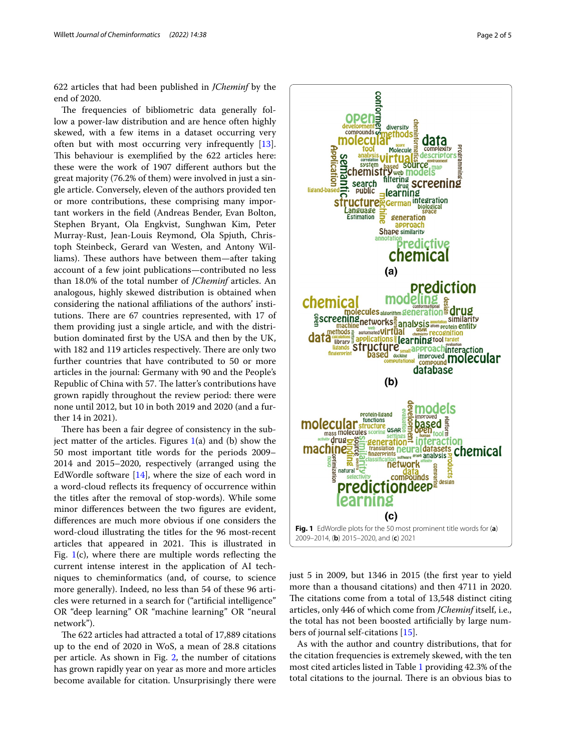622 articles that had been published in *JCheminf* by the end of 2020.

The frequencies of bibliometric data generally follow a power-law distribution and are hence often highly skewed, with a few items in a dataset occurring very often but with most occurring very infrequently [13]. This behaviour is exemplified by the 622 articles here: these were the work of 1907 different authors but the great majority (76.2% of them) were involved in just a single article. Conversely, eleven of the authors provided ten or more contributions, these comprising many important workers in the field (Andreas Bender, Evan Bolton, Stephen Bryant, Ola Engkvist, Sunghwan Kim, Peter Murray-Rust, Jean-Louis Reymond, Ola Spjuth, Christoph Steinbeck, Gerard van Westen, and Antony Williams). These authors have between them—after taking account of a few joint publications—contributed no less than 18.0% of the total number of *JCheminf* articles. An analogous, highly skewed distribution is obtained when considering the national affiliations of the authors' institutions. There are 67 countries represented, with 17 of them providing just a single article, and with the distribution dominated first by the USA and then by the UK, with 182 and 119 articles respectively. There are only two further countries that have contributed to 50 or more articles in the journal: Germany with 90 and the People's Republic of China with 57. The latter's contributions have grown rapidly throughout the review period: there were none until 2012, but 10 in both 2019 and 2020 (and a further 14 in 2021).

There has been a fair degree of consistency in the subject matter of the articles. Figures 1(a) and (b) show the 50 most important title words for the periods 2009–2014 and 2015–2020, respectively (arranged using the EdWordle software [14], where the size of each word in a word-cloud reflects its frequency of occurrence within the titles after the removal of stop-words). While some minor differences between the two figures are evident, differences are much more obvious if one considers the word-cloud illustrating the titles for the 96 most-recent articles that appeared in 2021. This is illustrated in Fig. 1(c), where there are multiple words reflecting the current intense interest in the application of AI techniques to cheminformatics (and, of course, to science more generally). Indeed, no less than 54 of these 96 articles were returned in a search for ("artificial intelligence" OR "deep learning" OR "machine learning" OR "neural network").

**Fig. 1** EdWordle plots for the 50 most prominent title words for (**a**) 2009–2014, (**b**) 2015–2020, and (**c**) 2021

The 622 articles had attracted a total of 17,889 citations up to the end of 2020 in WoS, a mean of 28.8 citations per article. As shown in Fig. 2, the number of citations has grown rapidly year on year as more and more articles become available for citation. Unsurprisingly there were just 5 in 2009, but 1346 in 2015 (the first year to yield more than a thousand citations) and then 4711 in 2020. The citations come from a total of 13,548 distinct citing articles, only 446 of which come from *JCheminf* itself, i.e., the total has not been boosted artificially by large numbers of journal self-citations [15].

As with the author and country distributions, that for the citation frequencies is extremely skewed, with the ten most cited articles listed in Table 1 providing 42.3% of the total citations to the journal. There is an obvious bias to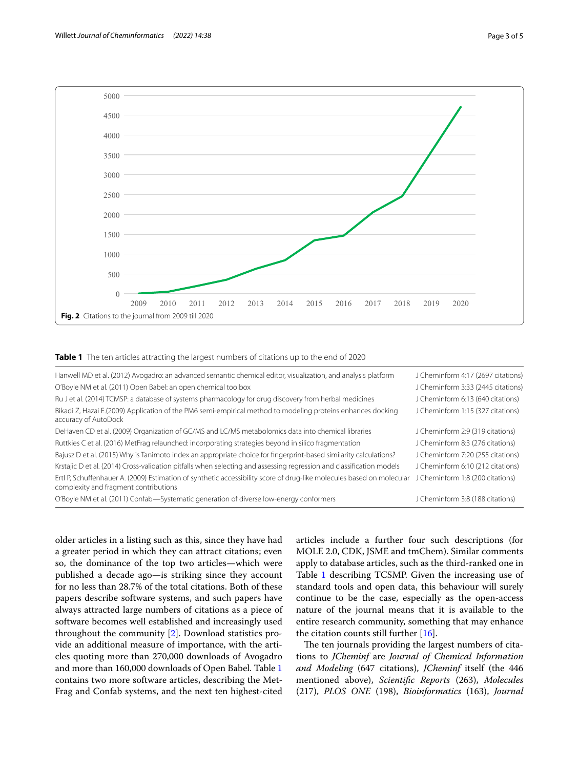**Fig. 2** Citations to the journal from 2009 till 2020

**Table 1** The ten articles attracting the largest numbers of citations up to the end of 2020

| | |
|---|---|
| Hanwell MD et al. (2012) Avogadro: an advanced semantic chemical editor, visualization, and analysis platform | J Cheminform 4:17 (2697 citations) |
| O'Boyle NM et al. (2011) Open Babel: an open chemical toolbox | J Cheminform 3:33 (2445 citations) |
| Ru J et al. (2014) TCMSP: a database of systems pharmacology for drug discovery from herbal medicines | J Cheminform 6:13 (640 citations) |
| Bikadi Z, Hazai E.(2009) Application of the PM6 semi-empirical method to modeling proteins enhances docking accuracy of AutoDock | J Cheminform 1:15 (327 citations) |
| DeHaven CD et al. (2009) Organization of GC/MS and LC/MS metabolomics data into chemical libraries | J Cheminform 2:9 (319 citations) |
| Ruttkies C et al. (2016) MetFrag relaunched: incorporating strategies beyond in silico fragmentation | J Cheminform 8:3 (276 citations) |
| Bajusz D et al. (2015) Why is Tanimoto index an appropriate choice for fingerprint-based similarity calculations? | J Cheminform 7:20 (255 citations) |
| Krstajic D et al. (2014) Cross-validation pitfalls when selecting and assessing regression and classification models | J Cheminform 6:10 (212 citations) |
| Ertl P, Schuffenhauer A. (2009) Estimation of synthetic accessibility score of drug-like molecules based on molecular complexity and fragment contributions | J Cheminform 1:8 (200 citations) |
| O'Boyle NM et al. (2011) Confab—Systematic generation of diverse low-energy conformers | J Cheminform 3:8 (188 citations) |

older articles in a listing such as this, since they have had a greater period in which they can attract citations; even so, the dominance of the top two articles—which were published a decade ago—is striking since they account for no less than 28.7% of the total citations. Both of these papers describe software systems, and such papers have always attracted large numbers of citations as a piece of software becomes well established and increasingly used throughout the community [2]. Download statistics provide an additional measure of importance, with the articles quoting more than 270,000 downloads of Avogadro and more than 160,000 downloads of Open Babel. Table 1 contains two more software articles, describing the MetFrag and Confab systems, and the next ten highest-cited articles include a further four such descriptions (for MOLE 2.0, CDK, JSME and tmChem). Similar comments apply to database articles, such as the third-ranked one in Table 1 describing TCSMP. Given the increasing use of standard tools and open data, this behaviour will surely continue to be the case, especially as the open-access nature of the journal means that it is available to the entire research community, something that may enhance the citation counts still further [16].

The ten journals providing the largest numbers of citations to *JCheminf* are *Journal of Chemical Information and Modeling* (647 citations), *JCheminf* itself (the 446 mentioned above), *Scientific Reports* (263), *Molecules* (217), *PLOS ONE* (198), *Bioinformatics* (163), *Journal*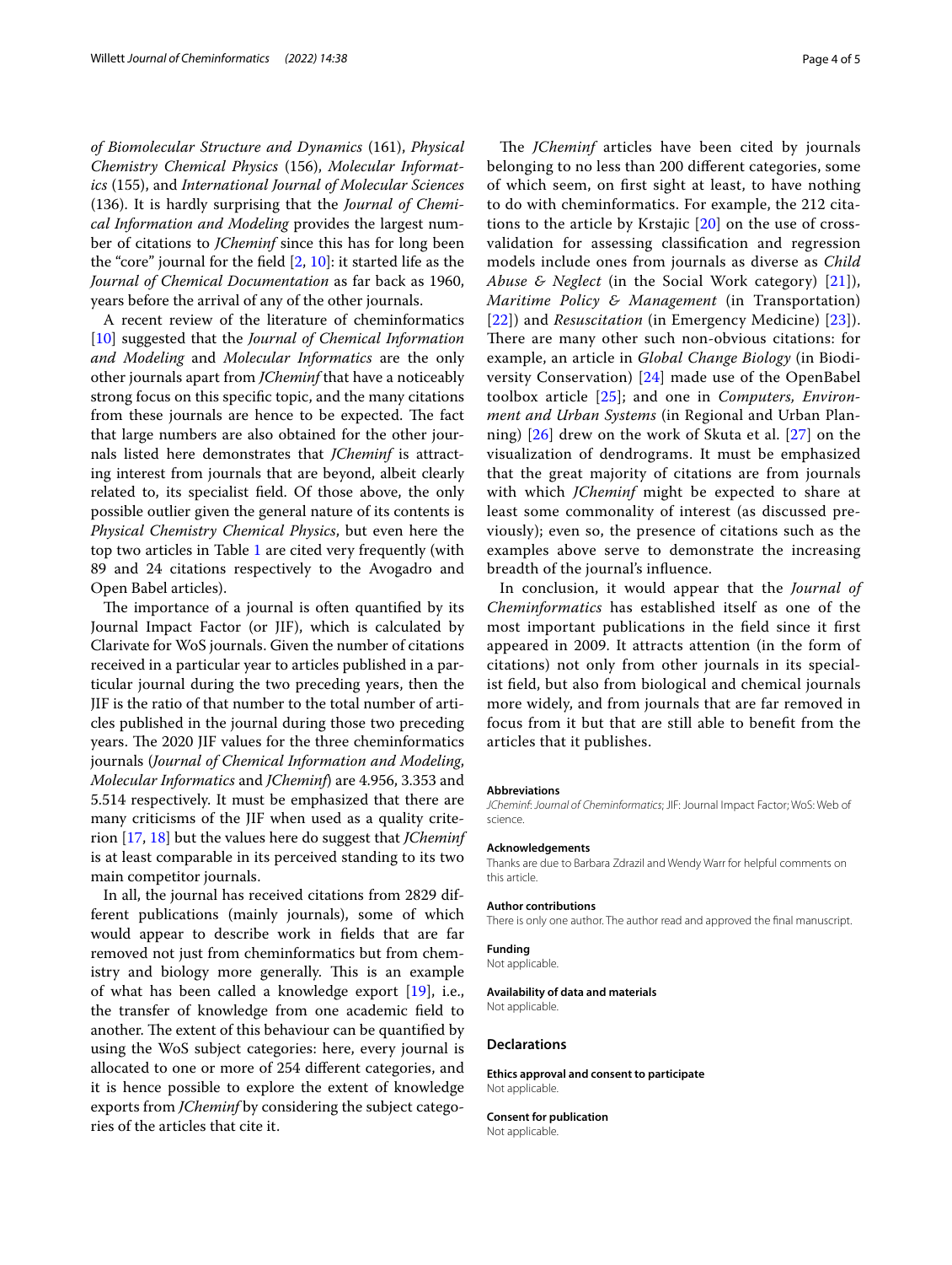*of Biomolecular Structure and Dynamics* (161), *Physical Chemistry Chemical Physics* (156), *Molecular Informatics* (155), and *International Journal of Molecular Sciences* (136). It is hardly surprising that the *Journal of Chemical Information and Modeling* provides the largest number of citations to *JCheminf* since this has for long been the "core" journal for the field [2, 10]: it started life as the *Journal of Chemical Documentation* as far back as 1960, years before the arrival of any of the other journals.

A recent review of the literature of cheminformatics [10] suggested that the *Journal of Chemical Information and Modeling* and *Molecular Informatics* are the only other journals apart from *JCheminf* that have a noticeably strong focus on this specific topic, and the many citations from these journals are hence to be expected. The fact that large numbers are also obtained for the other journals listed here demonstrates that *JCheminf* is attracting interest from journals that are beyond, albeit clearly related to, its specialist field. Of those above, the only possible outlier given the general nature of its contents is *Physical Chemistry Chemical Physics*, but even here the top two articles in Table 1 are cited very frequently (with 89 and 24 citations respectively to the Avogadro and Open Babel articles).

The importance of a journal is often quantified by its Journal Impact Factor (or JIF), which is calculated by Clarivate for WoS journals. Given the number of citations received in a particular year to articles published in a particular journal during the two preceding years, then the JIF is the ratio of that number to the total number of articles published in the journal during those two preceding years. The 2020 JIF values for the three cheminformatics journals (*Journal of Chemical Information and Modeling*, *Molecular Informatics* and *JCheminf*) are 4.956, 3.353 and 5.514 respectively. It must be emphasized that there are many criticisms of the JIF when used as a quality criterion [17, 18] but the values here do suggest that *JCheminf* is at least comparable in its perceived standing to its two main competitor journals.

In all, the journal has received citations from 2829 different publications (mainly journals), some of which would appear to describe work in fields that are far removed not just from cheminformatics but from chemistry and biology more generally. This is an example of what has been called a knowledge export [19], i.e., the transfer of knowledge from one academic field to another. The extent of this behaviour can be quantified by using the WoS subject categories: here, every journal is allocated to one or more of 254 different categories, and it is hence possible to explore the extent of knowledge exports from *JCheminf* by considering the subject categories of the articles that cite it.

The *JCheminf* articles have been cited by journals belonging to no less than 200 different categories, some of which seem, on first sight at least, to have nothing to do with cheminformatics. For example, the 212 citations to the article by Krstajic [20] on the use of cross-validation for assessing classification and regression models include ones from journals as diverse as *Child Abuse & Neglect* (in the Social Work category) [21]), *Maritime Policy & Management* (in Transportation) [22]) and *Resuscitation* (in Emergency Medicine) [23]). There are many other such non-obvious citations: for example, an article in *Global Change Biology* (in Biodiversity Conservation) [24] made use of the OpenBabel toolbox article [25]; and one in *Computers, Environment and Urban Systems* (in Regional and Urban Planning) [26] drew on the work of Skuta et al. [27] on the visualization of dendrograms. It must be emphasized that the great majority of citations are from journals with which *JCheminf* might be expected to share at least some commonality of interest (as discussed previously); even so, the presence of citations such as the examples above serve to demonstrate the increasing breadth of the journal's influence.

In conclusion, it would appear that the *Journal of Cheminformatics* has established itself as one of the most important publications in the field since it first appeared in 2009. It attracts attention (in the form of citations) not only from other journals in its specialist field, but also from biological and chemical journals more widely, and from journals that are far removed in focus from it but that are still able to benefit from the articles that it publishes.

#### Abbreviations
*JCheminf*: *Journal of Cheminformatics*; JIF: Journal Impact Factor; WoS: Web of science.

#### Acknowledgements
Thanks are due to Barbara Zdrazil and Wendy Warr for helpful comments on this article.

#### Author contributions
There is only one author. The author read and approved the final manuscript.

#### Funding
Not applicable.

#### Availability of data and materials
Not applicable.

### Declarations

#### Ethics approval and consent to participate
Not applicable.

#### Consent for publication
Not applicable.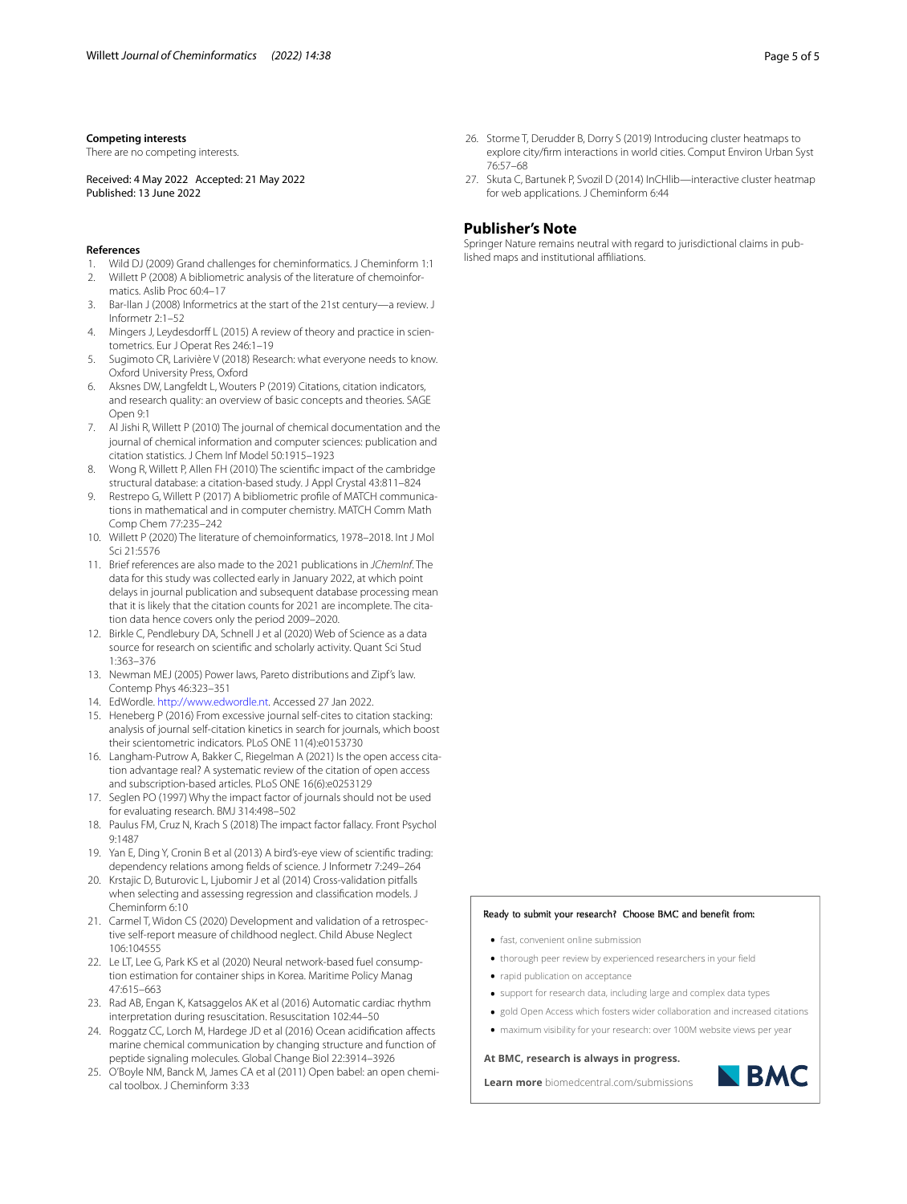**Competing interests**

There are no competing interests.

Received: 4 May 2022 Accepted: 21 May 2022
Published: 13 June 2022

**References**

1. Wild DJ (2009) Grand challenges for cheminformatics. J Cheminform 1:1
2. Willett P (2008) A bibliometric analysis of the literature of chemoinformatics. Aslib Proc 60:4–17
3. Bar-Ilan J (2008) Informetrics at the start of the 21st century—a review. J Informetr 2:1–52
4. Mingers J, Leydesdorff L (2015) A review of theory and practice in scientometrics. Eur J Operat Res 246:1–19
5. Sugimoto CR, Larivière V (2018) Research: what everyone needs to know. Oxford University Press, Oxford
6. Aksnes DW, Langfeldt L, Wouters P (2019) Citations, citation indicators, and research quality: an overview of basic concepts and theories. SAGE Open 9:1
7. Al Jishi R, Willett P (2010) The journal of chemical documentation and the journal of chemical information and computer sciences: publication and citation statistics. J Chem Inf Model 50:1915–1923
8. Wong R, Willett P, Allen FH (2010) The scientific impact of the cambridge structural database: a citation-based study. J Appl Crystal 43:811–824
9. Restrepo G, Willett P (2017) A bibliometric profile of MATCH communications in mathematical and in computer chemistry. MATCH Comm Math Comp Chem 77:235–242
10. Willett P (2020) The literature of chemoinformatics, 1978–2018. Int J Mol Sci 21:5576
11. Brief references are also made to the 2021 publications in *JChemInf*. The data for this study was collected early in January 2022, at which point delays in journal publication and subsequent database processing mean that it is likely that the citation counts for 2021 are incomplete. The citation data hence covers only the period 2009–2020.
12. Birkle C, Pendlebury DA, Schnell J et al (2020) Web of Science as a data source for research on scientific and scholarly activity. Quant Sci Stud 1:363–376
13. Newman MEJ (2005) Power laws, Pareto distributions and Zipf's law. Contemp Phys 46:323–351
14. EdWordle. http://www.edwordle.nt. Accessed 27 Jan 2022.
15. Heneberg P (2016) From excessive journal self-cites to citation stacking: analysis of journal self-citation kinetics in search for journals, which boost their scientometric indicators. PLoS ONE 11(4):e0153730
16. Langham-Putrow A, Bakker C, Riegelman A (2021) Is the open access citation advantage real? A systematic review of the citation of open access and subscription-based articles. PLoS ONE 16(6):e0253129
17. Seglen PO (1997) Why the impact factor of journals should not be used for evaluating research. BMJ 314:498–502
18. Paulus FM, Cruz N, Krach S (2018) The impact factor fallacy. Front Psychol 9:1487
19. Yan E, Ding Y, Cronin B et al (2013) A bird's-eye view of scientific trading: dependency relations among fields of science. J Informetr 7:249–264
20. Krstajic D, Buturovic L, Ljubomir J et al (2014) Cross-validation pitfalls when selecting and assessing regression and classification models. J Cheminform 6:10
21. Carmel T, Widon CS (2020) Development and validation of a retrospective self-report measure of childhood neglect. Child Abuse Neglect 106:104555
22. Le LT, Lee G, Park KS et al (2020) Neural network-based fuel consumption estimation for container ships in Korea. Maritime Policy Manag 47:615–663
23. Rad AB, Engan K, Katsaggelos AK et al (2016) Automatic cardiac rhythm interpretation during resuscitation. Resuscitation 102:44–50
24. Roggatz CC, Lorch M, Hardege JD et al (2016) Ocean acidification affects marine chemical communication by changing structure and function of peptide signaling molecules. Global Change Biol 22:3914–3926
25. O'Boyle NM, Banck M, James CA et al (2011) Open babel: an open chemical toolbox. J Cheminform 3:33
26. Storme T, Derudder B, Dorry S (2019) Introducing cluster heatmaps to explore city/firm interactions in world cities. Comput Environ Urban Syst 76:57–68
27. Skuta C, Bartunek P, Svozil D (2014) InCHlib—interactive cluster heatmap for web applications. J Cheminform 6:44

## Publisher's Note

Springer Nature remains neutral with regard to jurisdictional claims in published maps and institutional affiliations.

Ready to submit your research? Choose BMC and benefit from:

- fast, convenient online submission
- thorough peer review by experienced researchers in your field
- rapid publication on acceptance
- support for research data, including large and complex data types
- gold Open Access which fosters wider collaboration and increased citations
- maximum visibility for your research: over 100M website views per year

**At BMC, research is always in progress.**

**Learn more** biomedcentral.com/submissions

BMC